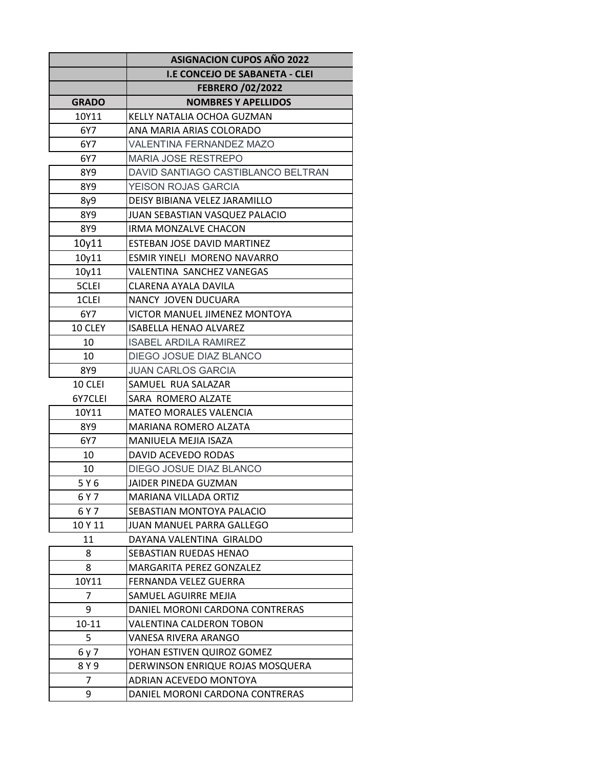| | ASIGNACION CUPOS AÑO 2022 |
|---|---|
| | I.E CONCEJO DE SABANETA - CLEI |
| | FEBRERO /02/2022 |
| **GRADO** | **NOMBRES Y APELLIDOS** |
| 10Y11 | KELLY NATALIA OCHOA GUZMAN |
| 6Y7 | ANA MARIA ARIAS COLORADO |
| 6Y7 | VALENTINA FERNANDEZ MAZO |
| 6Y7 | MARIA JOSE RESTREPO |
| 8Y9 | DAVID SANTIAGO CASTIBLANCO BELTRAN |
| 8Y9 | YEISON ROJAS GARCIA |
| 8y9 | DEISY BIBIANA VELEZ JARAMILLO |
| 8Y9 | JUAN SEBASTIAN VASQUEZ PALACIO |
| 8Y9 | IRMA MONZALVE CHACON |
| 10y11 | ESTEBAN JOSE DAVID MARTINEZ |
| 10y11 | ESMIR YINELI MORENO NAVARRO |
| 10y11 | VALENTINA SANCHEZ VANEGAS |
| 5CLEI | CLARENA AYALA DAVILA |
| 1CLEI | NANCY JOVEN DUCUARA |
| 6Y7 | VICTOR MANUEL JIMENEZ MONTOYA |
| 10 CLEY | ISABELLA HENAO ALVAREZ |
| 10 | ISABEL ARDILA RAMIREZ |
| 10 | DIEGO JOSUE DIAZ BLANCO |
| 8Y9 | JUAN CARLOS GARCIA |
| 10 CLEI | SAMUEL RUA SALAZAR |
| 6Y7CLEI | SARA ROMERO ALZATE |
| 10Y11 | MATEO MORALES VALENCIA |
| 8Y9 | MARIANA ROMERO ALZATA |
| 6Y7 | MANIUELA MEJIA ISAZA |
| 10 | DAVID ACEVEDO RODAS |
| 10 | DIEGO JOSUE DIAZ BLANCO |
| 5 Y 6 | JAIDER PINEDA GUZMAN |
| 6 Y 7 | MARIANA VILLADA ORTIZ |
| 6 Y 7 | SEBASTIAN MONTOYA PALACIO |
| 10 Y 11 | JUAN MANUEL PARRA GALLEGO |
| 11 | DAYANA VALENTINA GIRALDO |
| 8 | SEBASTIAN RUEDAS HENAO |
| 8 | MARGARITA PEREZ GONZALEZ |
| 10Y11 | FERNANDA VELEZ GUERRA |
| 7 | SAMUEL AGUIRRE MEJIA |
| 9 | DANIEL MORONI CARDONA CONTRERAS |
| 10-11 | VALENTINA CALDERON TOBON |
| 5 | VANESA RIVERA ARANGO |
| 6 y 7 | YOHAN ESTIVEN QUIROZ GOMEZ |
| 8 Y 9 | DERWINSON ENRIQUE ROJAS MOSQUERA |
| 7 | ADRIAN ACEVEDO MONTOYA |
| 9 | DANIEL MORONI CARDONA CONTRERAS |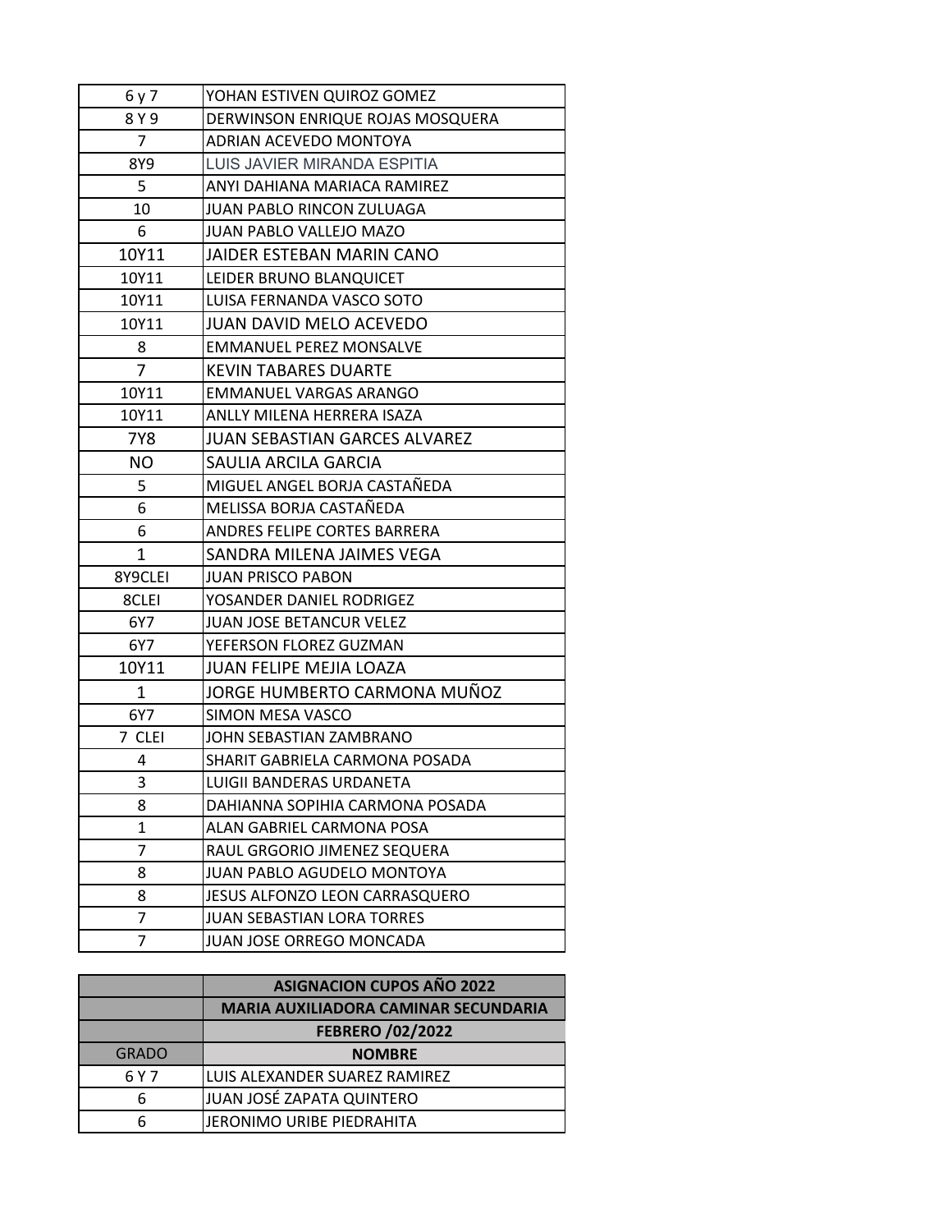| | |
|---|---|
| 6 y 7 | YOHAN ESTIVEN QUIROZ GOMEZ |
| 8 Y 9 | DERWINSON ENRIQUE ROJAS MOSQUERA |
| 7 | ADRIAN ACEVEDO MONTOYA |
| 8Y9 | LUIS JAVIER MIRANDA ESPITIA |
| 5 | ANYI DAHIANA MARIACA RAMIREZ |
| 10 | JUAN PABLO RINCON ZULUAGA |
| 6 | JUAN PABLO VALLEJO MAZO |
| 10Y11 | JAIDER ESTEBAN MARIN CANO |
| 10Y11 | LEIDER BRUNO BLANQUICET |
| 10Y11 | LUISA FERNANDA VASCO SOTO |
| 10Y11 | JUAN DAVID MELO ACEVEDO |
| 8 | EMMANUEL PEREZ MONSALVE |
| 7 | KEVIN TABARES DUARTE |
| 10Y11 | EMMANUEL VARGAS ARANGO |
| 10Y11 | ANLLY MILENA HERRERA ISAZA |
| 7Y8 | JUAN SEBASTIAN GARCES ALVAREZ |
| NO | SAULIA ARCILA GARCIA |
| 5 | MIGUEL ANGEL BORJA CASTAÑEDA |
| 6 | MELISSA BORJA CASTAÑEDA |
| 6 | ANDRES FELIPE CORTES BARRERA |
| 1 | SANDRA MILENA JAIMES VEGA |
| 8Y9CLEI | JUAN PRISCO PABON |
| 8CLEI | YOSANDER DANIEL RODRIGEZ |
| 6Y7 | JUAN JOSE BETANCUR VELEZ |
| 6Y7 | YEFERSON FLOREZ GUZMAN |
| 10Y11 | JUAN FELIPE MEJIA LOAZA |
| 1 | JORGE HUMBERTO CARMONA MUÑOZ |
| 6Y7 | SIMON MESA VASCO |
| 7 CLEI | JOHN SEBASTIAN ZAMBRANO |
| 4 | SHARIT GABRIELA CARMONA POSADA |
| 3 | LUIGII BANDERAS URDANETA |
| 8 | DAHIANNA SOPIHIA CARMONA POSADA |
| 1 | ALAN GABRIEL CARMONA POSA |
| 7 | RAUL GRGORIO JIMENEZ SEQUERA |
| 8 | JUAN PABLO AGUDELO MONTOYA |
| 8 | JESUS ALFONZO LEON CARRASQUERO |
| 7 | JUAN SEBASTIAN LORA TORRES |
| 7 | JUAN JOSE ORREGO MONCADA |

| | **ASIGNACION CUPOS AÑO 2022** |
|---|---|
| | **MARIA AUXILIADORA CAMINAR SECUNDARIA** |
| | **FEBRERO /02/2022** |
| GRADO | **NOMBRE** |
| 6 Y 7 | LUIS ALEXANDER SUAREZ RAMIREZ |
| 6 | JUAN JOSÉ ZAPATA QUINTERO |
| 6 | JERONIMO URIBE PIEDRAHITA |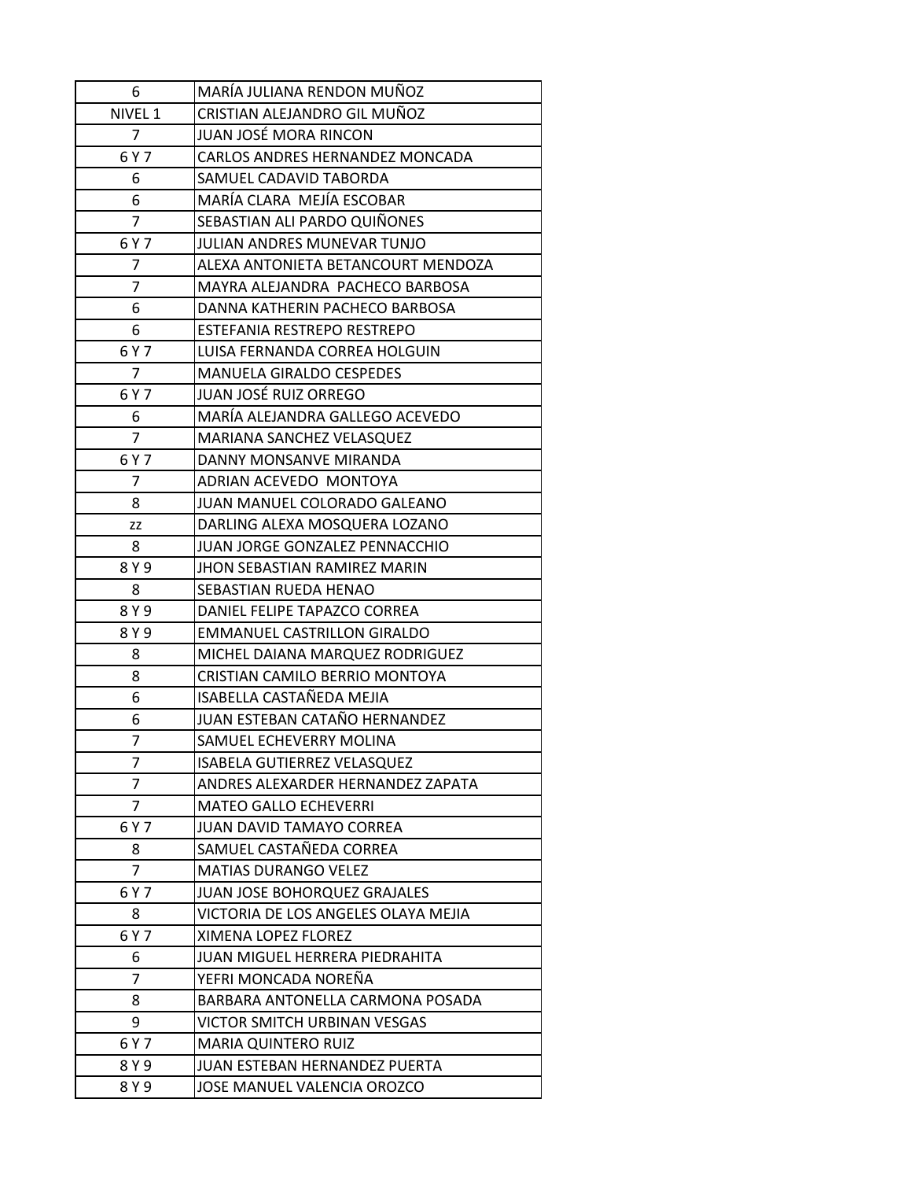| 6 | MARÍA JULIANA RENDON MUÑOZ |
|---|---|
| NIVEL 1 | CRISTIAN ALEJANDRO GIL MUÑOZ |
| 7 | JUAN JOSÉ MORA RINCON |
| 6 Y 7 | CARLOS ANDRES HERNANDEZ MONCADA |
| 6 | SAMUEL CADAVID TABORDA |
| 6 | MARÍA CLARA MEJÍA ESCOBAR |
| 7 | SEBASTIAN ALI PARDO QUIÑONES |
| 6 Y 7 | JULIAN ANDRES MUNEVAR TUNJO |
| 7 | ALEXA ANTONIETA BETANCOURT MENDOZA |
| 7 | MAYRA ALEJANDRA PACHECO BARBOSA |
| 6 | DANNA KATHERIN PACHECO BARBOSA |
| 6 | ESTEFANIA RESTREPO RESTREPO |
| 6 Y 7 | LUISA FERNANDA CORREA HOLGUIN |
| 7 | MANUELA GIRALDO CESPEDES |
| 6 Y 7 | JUAN JOSÉ RUIZ ORREGO |
| 6 | MARÍA ALEJANDRA GALLEGO ACEVEDO |
| 7 | MARIANA SANCHEZ VELASQUEZ |
| 6 Y 7 | DANNY MONSANVE MIRANDA |
| 7 | ADRIAN ACEVEDO MONTOYA |
| 8 | JUAN MANUEL COLORADO GALEANO |
| zz | DARLING ALEXA MOSQUERA LOZANO |
| 8 | JUAN JORGE GONZALEZ PENNACCHIO |
| 8 Y 9 | JHON SEBASTIAN RAMIREZ MARIN |
| 8 | SEBASTIAN RUEDA HENAO |
| 8 Y 9 | DANIEL FELIPE TAPAZCO CORREA |
| 8 Y 9 | EMMANUEL CASTRILLON GIRALDO |
| 8 | MICHEL DAIANA MARQUEZ RODRIGUEZ |
| 8 | CRISTIAN CAMILO BERRIO MONTOYA |
| 6 | ISABELLA CASTAÑEDA MEJIA |
| 6 | JUAN ESTEBAN CATAÑO HERNANDEZ |
| 7 | SAMUEL ECHEVERRY MOLINA |
| 7 | ISABELA GUTIERREZ VELASQUEZ |
| 7 | ANDRES ALEXARDER HERNANDEZ ZAPATA |
| 7 | MATEO GALLO ECHEVERRI |
| 6 Y 7 | JUAN DAVID TAMAYO CORREA |
| 8 | SAMUEL CASTAÑEDA CORREA |
| 7 | MATIAS DURANGO VELEZ |
| 6 Y 7 | JUAN JOSE BOHORQUEZ GRAJALES |
| 8 | VICTORIA DE LOS ANGELES OLAYA MEJIA |
| 6 Y 7 | XIMENA LOPEZ FLOREZ |
| 6 | JUAN MIGUEL HERRERA PIEDRAHITA |
| 7 | YEFRI MONCADA NOREÑA |
| 8 | BARBARA ANTONELLA CARMONA POSADA |
| 9 | VICTOR SMITCH URBINAN VESGAS |
| 6 Y 7 | MARIA QUINTERO RUIZ |
| 8 Y 9 | JUAN ESTEBAN HERNANDEZ PUERTA |
| 8 Y 9 | JOSE MANUEL VALENCIA OROZCO |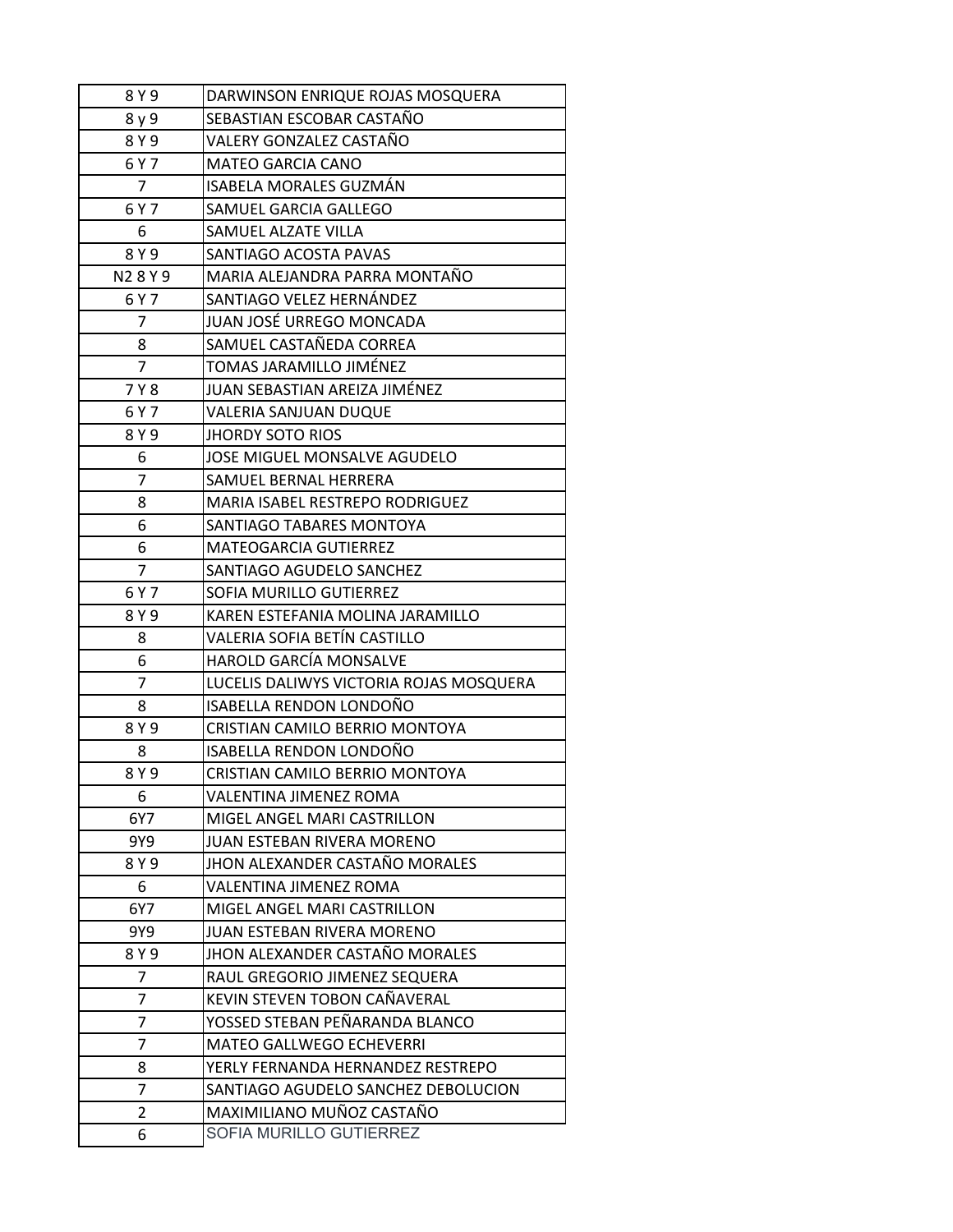| | |
|---|---|
| 8 Y 9 | DARWINSON ENRIQUE ROJAS MOSQUERA |
| 8 y 9 | SEBASTIAN ESCOBAR CASTAÑO |
| 8 Y 9 | VALERY GONZALEZ CASTAÑO |
| 6 Y 7 | MATEO GARCIA CANO |
| 7 | ISABELA MORALES GUZMÁN |
| 6 Y 7 | SAMUEL GARCIA GALLEGO |
| 6 | SAMUEL ALZATE VILLA |
| 8 Y 9 | SANTIAGO ACOSTA PAVAS |
| N2 8 Y 9 | MARIA ALEJANDRA PARRA MONTAÑO |
| 6 Y 7 | SANTIAGO VELEZ HERNÁNDEZ |
| 7 | JUAN JOSÉ URREGO MONCADA |
| 8 | SAMUEL CASTAÑEDA CORREA |
| 7 | TOMAS JARAMILLO JIMÉNEZ |
| 7 Y 8 | JUAN SEBASTIAN AREIZA JIMÉNEZ |
| 6 Y 7 | VALERIA SANJUAN DUQUE |
| 8 Y 9 | JHORDY SOTO RIOS |
| 6 | JOSE MIGUEL MONSALVE AGUDELO |
| 7 | SAMUEL BERNAL HERRERA |
| 8 | MARIA ISABEL RESTREPO RODRIGUEZ |
| 6 | SANTIAGO TABARES MONTOYA |
| 6 | MATEOGARCIA GUTIERREZ |
| 7 | SANTIAGO AGUDELO SANCHEZ |
| 6 Y 7 | SOFIA MURILLO GUTIERREZ |
| 8 Y 9 | KAREN ESTEFANIA MOLINA JARAMILLO |
| 8 | VALERIA SOFIA BETÍN CASTILLO |
| 6 | HAROLD GARCÍA MONSALVE |
| 7 | LUCELIS DALIWYS VICTORIA ROJAS MOSQUERA |
| 8 | ISABELLA RENDON LONDOÑO |
| 8 Y 9 | CRISTIAN CAMILO BERRIO MONTOYA |
| 8 | ISABELLA RENDON LONDOÑO |
| 8 Y 9 | CRISTIAN CAMILO BERRIO MONTOYA |
| 6 | VALENTINA JIMENEZ ROMA |
| 6Y7 | MIGEL ANGEL MARI CASTRILLON |
| 9Y9 | JUAN ESTEBAN RIVERA MORENO |
| 8 Y 9 | JHON ALEXANDER CASTAÑO MORALES |
| 6 | VALENTINA JIMENEZ ROMA |
| 6Y7 | MIGEL ANGEL MARI CASTRILLON |
| 9Y9 | JUAN ESTEBAN RIVERA MORENO |
| 8 Y 9 | JHON ALEXANDER CASTAÑO MORALES |
| 7 | RAUL GREGORIO JIMENEZ SEQUERA |
| 7 | KEVIN STEVEN TOBON CAÑAVERAL |
| 7 | YOSSED STEBAN PEÑARANDA BLANCO |
| 7 | MATEO GALLWEGO ECHEVERRI |
| 8 | YERLY FERNANDA HERNANDEZ RESTREPO |
| 7 | SANTIAGO AGUDELO SANCHEZ DEBOLUCION |
| 2 | MAXIMILIANO MUÑOZ CASTAÑO |
| 6 | SOFIA MURILLO GUTIERREZ |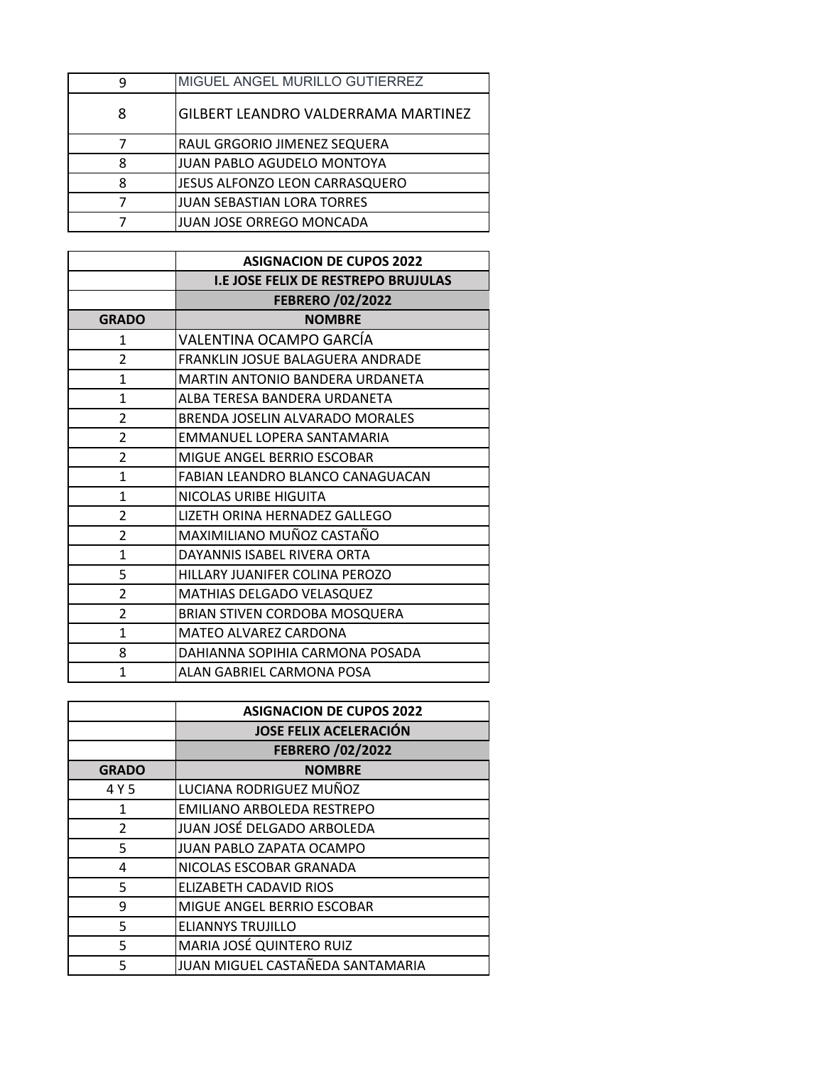| | |
|---|---|
| 9 | MIGUEL ANGEL MURILLO GUTIERREZ |
| 8 | GILBERT LEANDRO VALDERRAMA MARTINEZ |
| 7 | RAUL GRGORIO JIMENEZ SEQUERA |
| 8 | JUAN PABLO AGUDELO MONTOYA |
| 8 | JESUS ALFONZO LEON CARRASQUERO |
| 7 | JUAN SEBASTIAN LORA TORRES |
| 7 | JUAN JOSE ORREGO MONCADA |

| | **ASIGNACION DE CUPOS 2022** |
|---|---|
| | **I.E JOSE FELIX DE RESTREPO BRUJULAS** |
| | **FEBRERO /02/2022** |
| **GRADO** | **NOMBRE** |
| 1 | VALENTINA OCAMPO GARCÍA |
| 2 | FRANKLIN JOSUE BALAGUERA ANDRADE |
| 1 | MARTIN ANTONIO BANDERA URDANETA |
| 1 | ALBA TERESA BANDERA URDANETA |
| 2 | BRENDA JOSELIN ALVARADO MORALES |
| 2 | EMMANUEL LOPERA SANTAMARIA |
| 2 | MIGUE ANGEL BERRIO ESCOBAR |
| 1 | FABIAN LEANDRO BLANCO CANAGUACAN |
| 1 | NICOLAS URIBE HIGUITA |
| 2 | LIZETH ORINA HERNADEZ GALLEGO |
| 2 | MAXIMILIANO MUÑOZ CASTAÑO |
| 1 | DAYANNIS ISABEL RIVERA ORTA |
| 5 | HILLARY JUANIFER COLINA PEROZO |
| 2 | MATHIAS DELGADO VELASQUEZ |
| 2 | BRIAN STIVEN CORDOBA MOSQUERA |
| 1 | MATEO ALVAREZ CARDONA |
| 8 | DAHIANNA SOPIHIA CARMONA POSADA |
| 1 | ALAN GABRIEL CARMONA POSA |

| | **ASIGNACION DE CUPOS 2022** |
|---|---|
| | **JOSE FELIX ACELERACIÓN** |
| | **FEBRERO /02/2022** |
| **GRADO** | **NOMBRE** |
| 4 Y 5 | LUCIANA RODRIGUEZ MUÑOZ |
| 1 | EMILIANO ARBOLEDA RESTREPO |
| 2 | JUAN JOSÉ DELGADO ARBOLEDA |
| 5 | JUAN PABLO ZAPATA OCAMPO |
| 4 | NICOLAS ESCOBAR GRANADA |
| 5 | ELIZABETH CADAVID RIOS |
| 9 | MIGUE ANGEL BERRIO ESCOBAR |
| 5 | ELIANNYS TRUJILLO |
| 5 | MARIA JOSÉ QUINTERO RUIZ |
| 5 | JUAN MIGUEL CASTAÑEDA SANTAMARIA |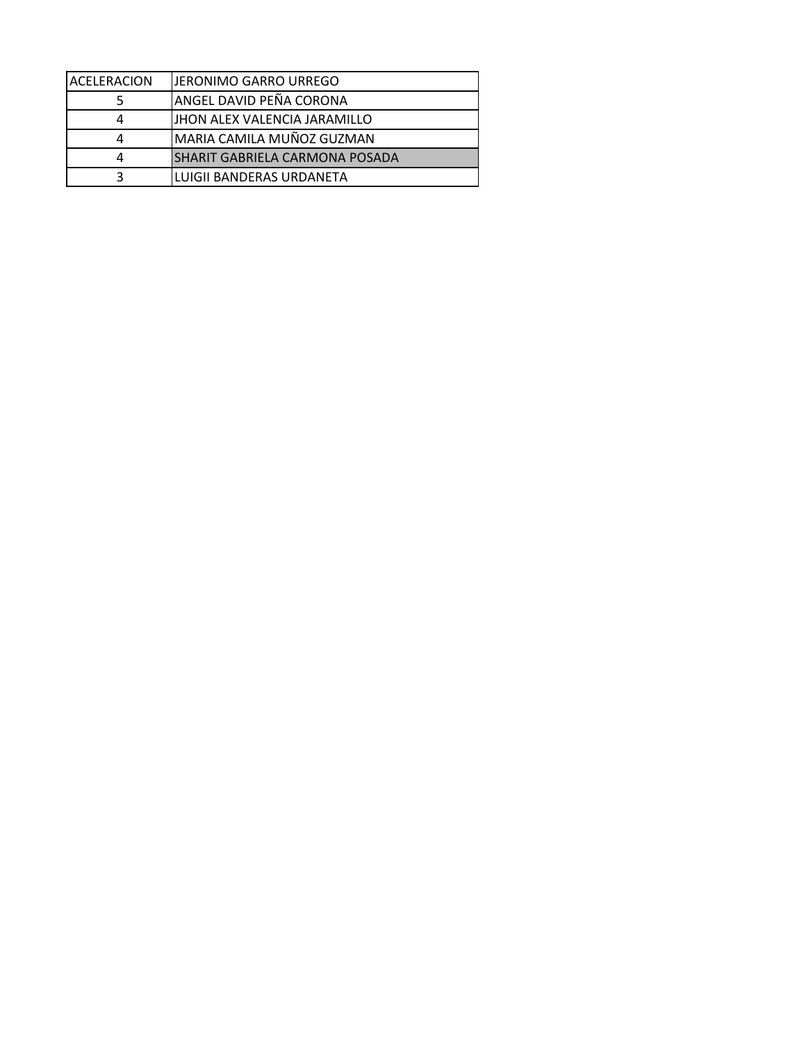| | |
|---|---|
| ACELERACION | JERONIMO GARRO URREGO |
| 5 | ANGEL DAVID PEÑA CORONA |
| 4 | JHON ALEX VALENCIA JARAMILLO |
| 4 | MARIA CAMILA MUÑOZ GUZMAN |
| 4 | SHARIT GABRIELA CARMONA POSADA |
| 3 | LUIGII BANDERAS URDANETA |